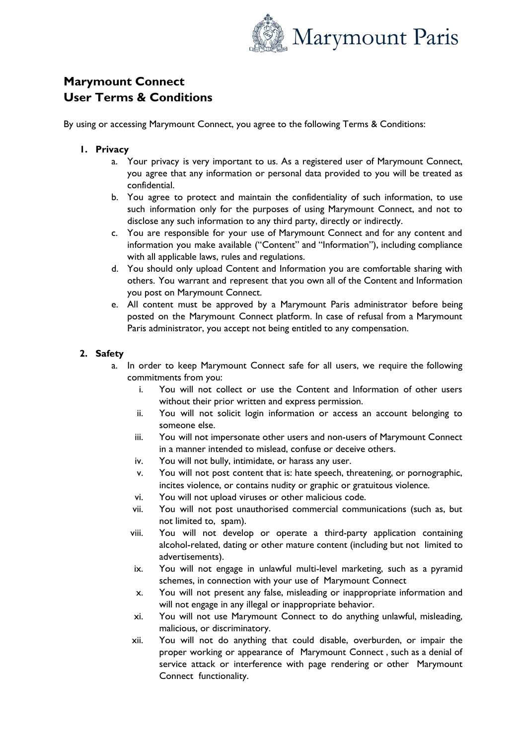Marymount Paris

# Marymount Connect
# User Terms & Conditions

By using or accessing Marymount Connect, you agree to the following Terms & Conditions:

1. **Privacy**
   a. Your privacy is very important to us. As a registered user of Marymount Connect, you agree that any information or personal data provided to you will be treated as confidential.
   b. You agree to protect and maintain the confidentiality of such information, to use such information only for the purposes of using Marymount Connect, and not to disclose any such information to any third party, directly or indirectly.
   c. You are responsible for your use of Marymount Connect and for any content and information you make available ("Content" and "Information"), including compliance with all applicable laws, rules and regulations.
   d. You should only upload Content and Information you are comfortable sharing with others. You warrant and represent that you own all of the Content and Information you post on Marymount Connect.
   e. All content must be approved by a Marymount Paris administrator before being posted on the Marymount Connect platform. In case of refusal from a Marymount Paris administrator, you accept not being entitled to any compensation.

2. **Safety**
   a. In order to keep Marymount Connect safe for all users, we require the following commitments from you:
      i. You will not collect or use the Content and Information of other users without their prior written and express permission.
      ii. You will not solicit login information or access an account belonging to someone else.
      iii. You will not impersonate other users and non-users of Marymount Connect in a manner intended to mislead, confuse or deceive others.
      iv. You will not bully, intimidate, or harass any user.
      v. You will not post content that is: hate speech, threatening, or pornographic, incites violence, or contains nudity or graphic or gratuitous violence.
      vi. You will not upload viruses or other malicious code.
      vii. You will not post unauthorised commercial communications (such as, but not limited to, spam).
      viii. You will not develop or operate a third-party application containing alcohol-related, dating or other mature content (including but not limited to advertisements).
      ix. You will not engage in unlawful multi-level marketing, such as a pyramid schemes, in connection with your use of Marymount Connect
      x. You will not present any false, misleading or inappropriate information and will not engage in any illegal or inappropriate behavior.
      xi. You will not use Marymount Connect to do anything unlawful, misleading, malicious, or discriminatory.
      xii. You will not do anything that could disable, overburden, or impair the proper working or appearance of Marymount Connect , such as a denial of service attack or interference with page rendering or other Marymount Connect functionality.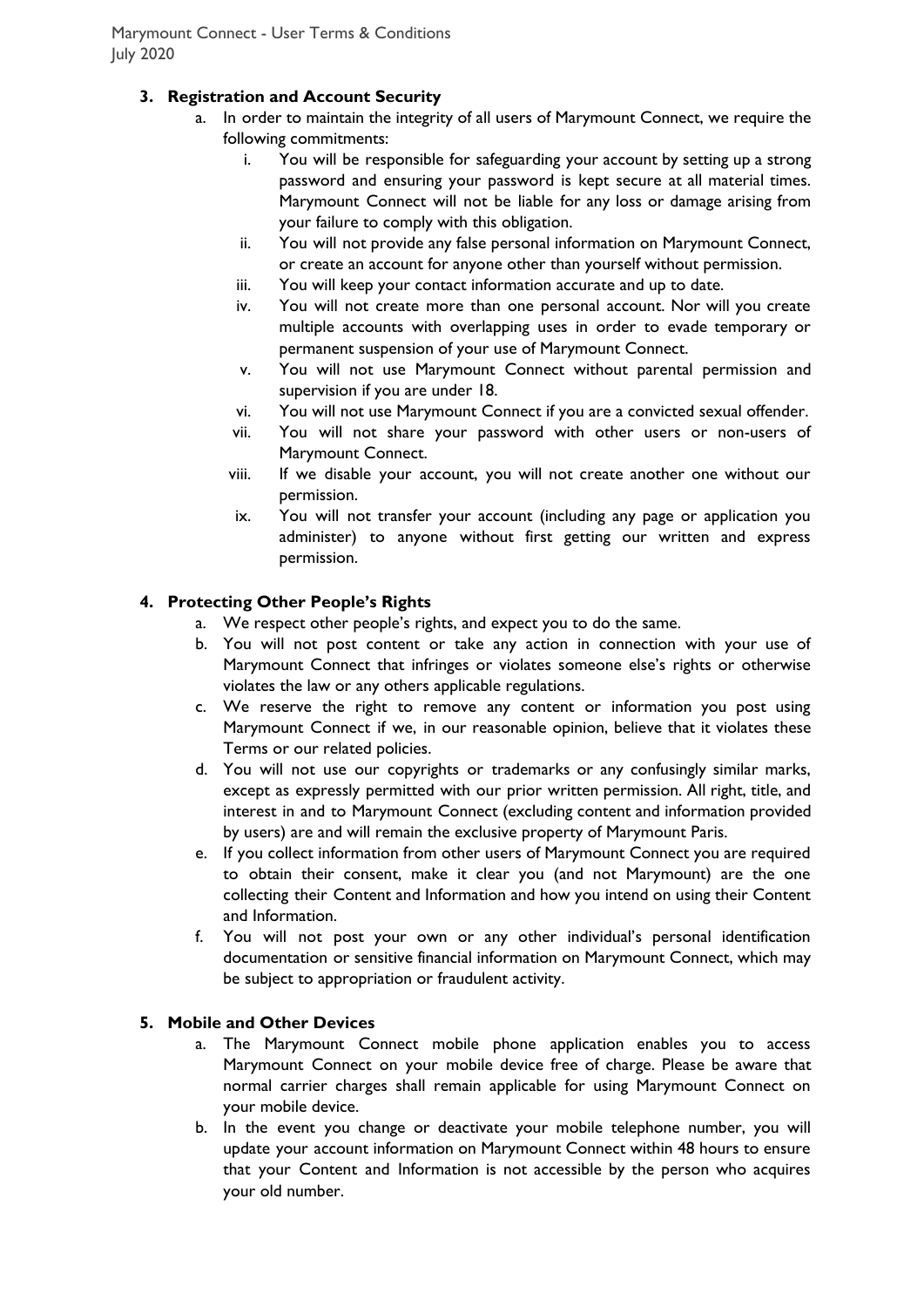## 3. Registration and Account Security

a. In order to maintain the integrity of all users of Marymount Connect, we require the following commitments:

   i. You will be responsible for safeguarding your account by setting up a strong password and ensuring your password is kept secure at all material times. Marymount Connect will not be liable for any loss or damage arising from your failure to comply with this obligation.

   ii. You will not provide any false personal information on Marymount Connect, or create an account for anyone other than yourself without permission.

   iii. You will keep your contact information accurate and up to date.

   iv. You will not create more than one personal account. Nor will you create multiple accounts with overlapping uses in order to evade temporary or permanent suspension of your use of Marymount Connect.

   v. You will not use Marymount Connect without parental permission and supervision if you are under 18.

   vi. You will not use Marymount Connect if you are a convicted sexual offender.

   vii. You will not share your password with other users or non-users of Marymount Connect.

   viii. If we disable your account, you will not create another one without our permission.

   ix. You will not transfer your account (including any page or application you administer) to anyone without first getting our written and express permission.

## 4. Protecting Other People's Rights

a. We respect other people's rights, and expect you to do the same.

b. You will not post content or take any action in connection with your use of Marymount Connect that infringes or violates someone else's rights or otherwise violates the law or any others applicable regulations.

c. We reserve the right to remove any content or information you post using Marymount Connect if we, in our reasonable opinion, believe that it violates these Terms or our related policies.

d. You will not use our copyrights or trademarks or any confusingly similar marks, except as expressly permitted with our prior written permission. All right, title, and interest in and to Marymount Connect (excluding content and information provided by users) are and will remain the exclusive property of Marymount Paris.

e. If you collect information from other users of Marymount Connect you are required to obtain their consent, make it clear you (and not Marymount) are the one collecting their Content and Information and how you intend on using their Content and Information.

f. You will not post your own or any other individual's personal identification documentation or sensitive financial information on Marymount Connect, which may be subject to appropriation or fraudulent activity.

## 5. Mobile and Other Devices

a. The Marymount Connect mobile phone application enables you to access Marymount Connect on your mobile device free of charge. Please be aware that normal carrier charges shall remain applicable for using Marymount Connect on your mobile device.

b. In the event you change or deactivate your mobile telephone number, you will update your account information on Marymount Connect within 48 hours to ensure that your Content and Information is not accessible by the person who acquires your old number.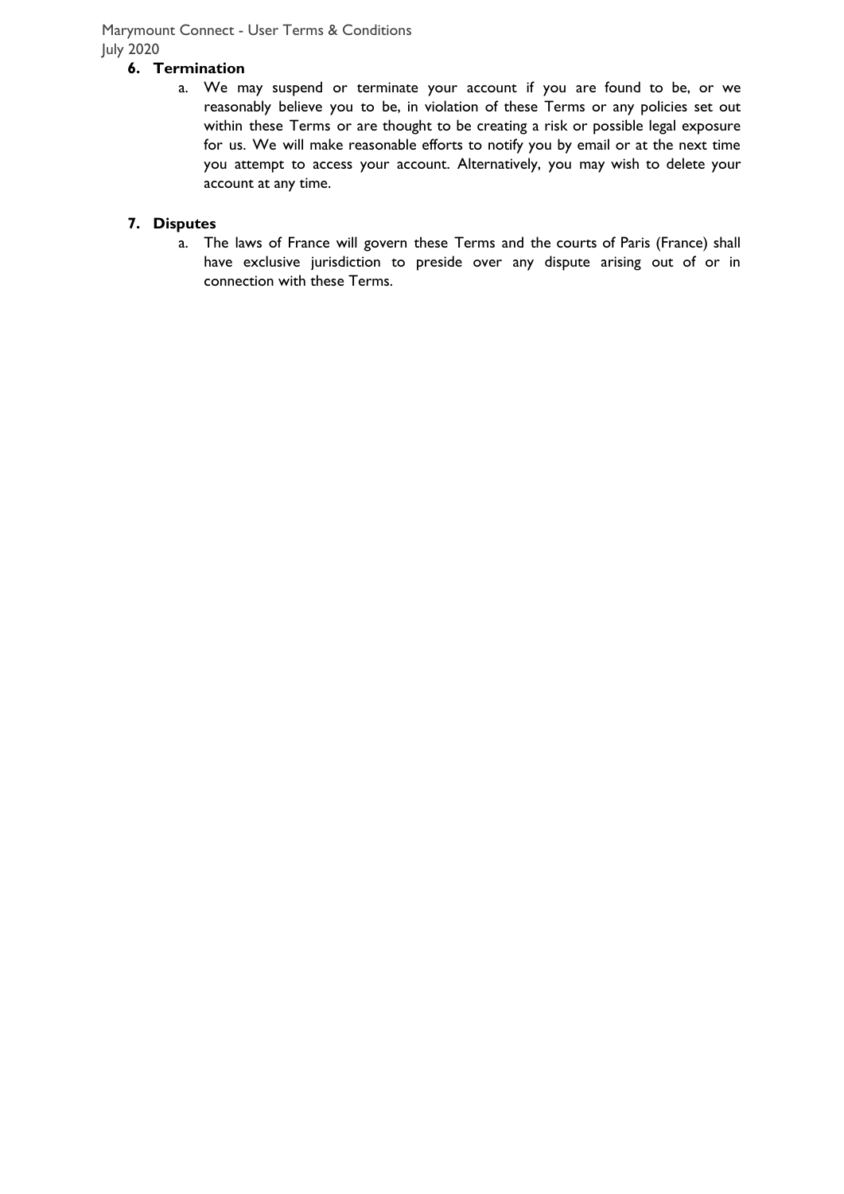## 6. Termination

a. We may suspend or terminate your account if you are found to be, or we reasonably believe you to be, in violation of these Terms or any policies set out within these Terms or are thought to be creating a risk or possible legal exposure for us. We will make reasonable efforts to notify you by email or at the next time you attempt to access your account. Alternatively, you may wish to delete your account at any time.

## 7. Disputes

a. The laws of France will govern these Terms and the courts of Paris (France) shall have exclusive jurisdiction to preside over any dispute arising out of or in connection with these Terms.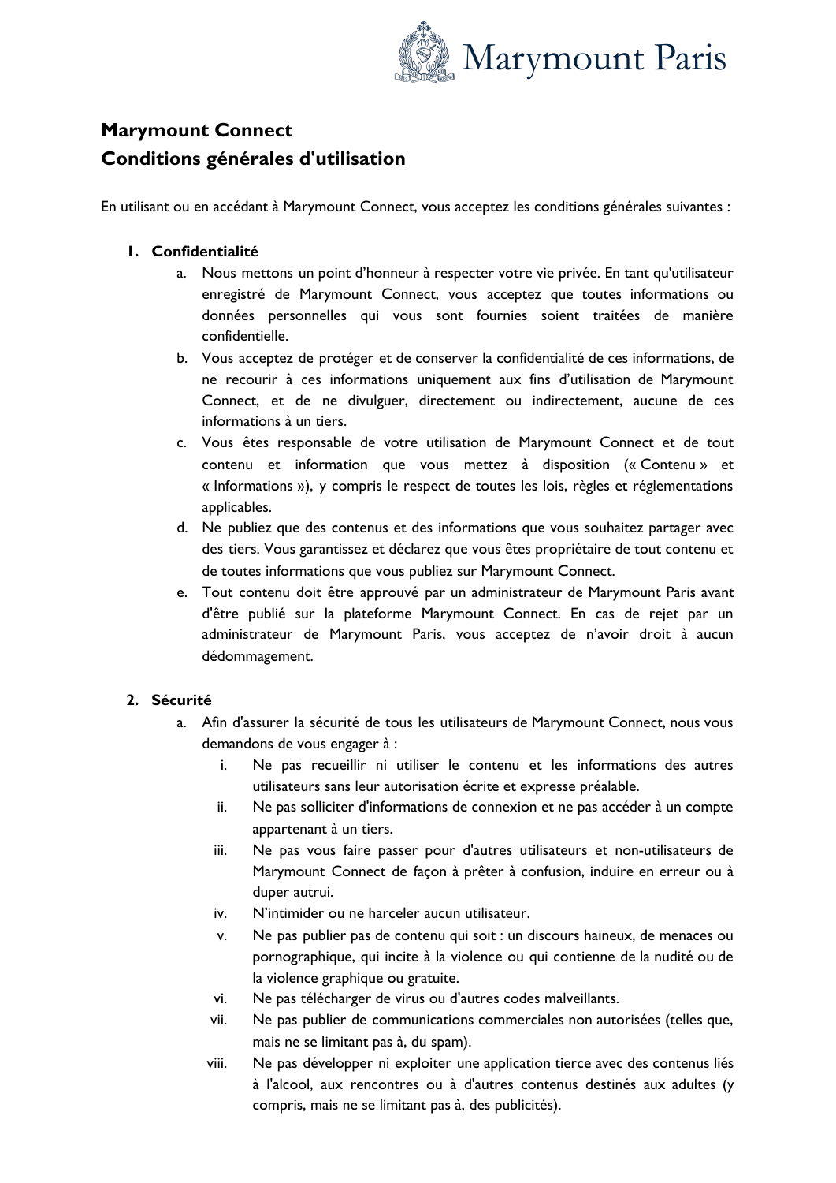## Marymount Connect
## Conditions générales d'utilisation

En utilisant ou en accédant à Marymount Connect, vous acceptez les conditions générales suivantes :

1. **Confidentialité**
   a. Nous mettons un point d'honneur à respecter votre vie privée. En tant qu'utilisateur enregistré de Marymount Connect, vous acceptez que toutes informations ou données personnelles qui vous sont fournies soient traitées de manière confidentielle.
   b. Vous acceptez de protéger et de conserver la confidentialité de ces informations, de ne recourir à ces informations uniquement aux fins d'utilisation de Marymount Connect, et de ne divulguer, directement ou indirectement, aucune de ces informations à un tiers.
   c. Vous êtes responsable de votre utilisation de Marymount Connect et de tout contenu et information que vous mettez à disposition (« Contenu » et « Informations »), y compris le respect de toutes les lois, règles et réglementations applicables.
   d. Ne publiez que des contenus et des informations que vous souhaitez partager avec des tiers. Vous garantissez et déclarez que vous êtes propriétaire de tout contenu et de toutes informations que vous publiez sur Marymount Connect.
   e. Tout contenu doit être approuvé par un administrateur de Marymount Paris avant d'être publié sur la plateforme Marymount Connect. En cas de rejet par un administrateur de Marymount Paris, vous acceptez de n'avoir droit à aucun dédommagement.

2. **Sécurité**
   a. Afin d'assurer la sécurité de tous les utilisateurs de Marymount Connect, nous vous demandons de vous engager à :
      i. Ne pas recueillir ni utiliser le contenu et les informations des autres utilisateurs sans leur autorisation écrite et expresse préalable.
      ii. Ne pas solliciter d'informations de connexion et ne pas accéder à un compte appartenant à un tiers.
      iii. Ne pas vous faire passer pour d'autres utilisateurs et non-utilisateurs de Marymount Connect de façon à prêter à confusion, induire en erreur ou à duper autrui.
      iv. N'intimider ou ne harceler aucun utilisateur.
      v. Ne pas publier pas de contenu qui soit : un discours haineux, de menaces ou pornographique, qui incite à la violence ou qui contienne de la nudité ou de la violence graphique ou gratuite.
      vi. Ne pas télécharger de virus ou d'autres codes malveillants.
      vii. Ne pas publier de communications commerciales non autorisées (telles que, mais ne se limitant pas à, du spam).
      viii. Ne pas développer ni exploiter une application tierce avec des contenus liés à l'alcool, aux rencontres ou à d'autres contenus destinés aux adultes (y compris, mais ne se limitant pas à, des publicités).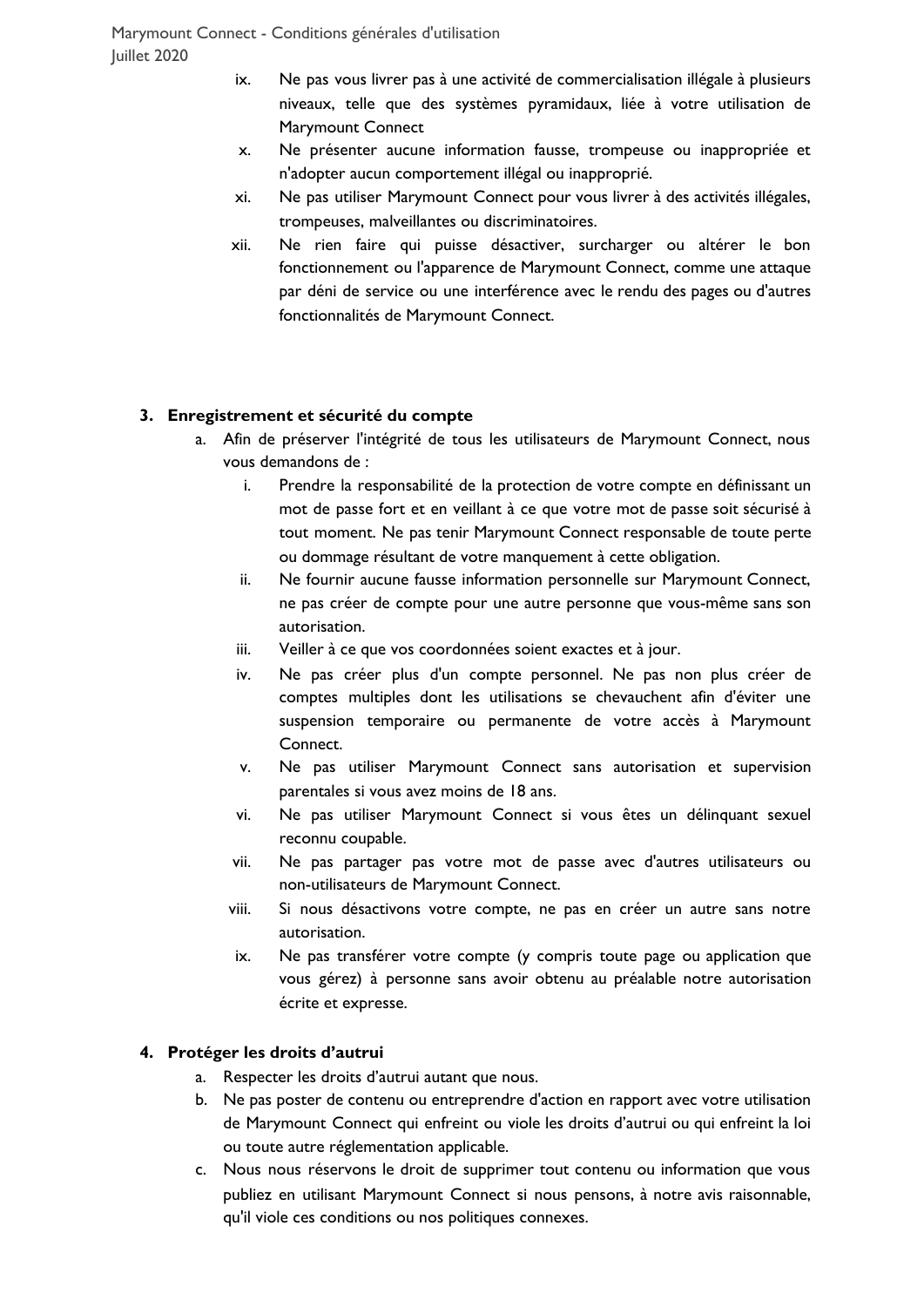ix. Ne pas vous livrer pas à une activité de commercialisation illégale à plusieurs niveaux, telle que des systèmes pyramidaux, liée à votre utilisation de Marymount Connect
x. Ne présenter aucune information fausse, trompeuse ou inappropriée et n'adopter aucun comportement illégal ou inapproprié.
xi. Ne pas utiliser Marymount Connect pour vous livrer à des activités illégales, trompeuses, malveillantes ou discriminatoires.
xii. Ne rien faire qui puisse désactiver, surcharger ou altérer le bon fonctionnement ou l'apparence de Marymount Connect, comme une attaque par déni de service ou une interférence avec le rendu des pages ou d'autres fonctionnalités de Marymount Connect.

## 3. Enregistrement et sécurité du compte

a. Afin de préserver l'intégrité de tous les utilisateurs de Marymount Connect, nous vous demandons de :
    i. Prendre la responsabilité de la protection de votre compte en définissant un mot de passe fort et en veillant à ce que votre mot de passe soit sécurisé à tout moment. Ne pas tenir Marymount Connect responsable de toute perte ou dommage résultant de votre manquement à cette obligation.
    ii. Ne fournir aucune fausse information personnelle sur Marymount Connect, ne pas créer de compte pour une autre personne que vous-même sans son autorisation.
    iii. Veiller à ce que vos coordonnées soient exactes et à jour.
    iv. Ne pas créer plus d'un compte personnel. Ne pas non plus créer de comptes multiples dont les utilisations se chevauchent afin d'éviter une suspension temporaire ou permanente de votre accès à Marymount Connect.
    v. Ne pas utiliser Marymount Connect sans autorisation et supervision parentales si vous avez moins de 18 ans.
    vi. Ne pas utiliser Marymount Connect si vous êtes un délinquant sexuel reconnu coupable.
    vii. Ne pas partager pas votre mot de passe avec d'autres utilisateurs ou non-utilisateurs de Marymount Connect.
    viii. Si nous désactivons votre compte, ne pas en créer un autre sans notre autorisation.
    ix. Ne pas transférer votre compte (y compris toute page ou application que vous gérez) à personne sans avoir obtenu au préalable notre autorisation écrite et expresse.

## 4. Protéger les droits d'autrui

a. Respecter les droits d'autrui autant que nous.
b. Ne pas poster de contenu ou entreprendre d'action en rapport avec votre utilisation de Marymount Connect qui enfreint ou viole les droits d'autrui ou qui enfreint la loi ou toute autre réglementation applicable.
c. Nous nous réservons le droit de supprimer tout contenu ou information que vous publiez en utilisant Marymount Connect si nous pensons, à notre avis raisonnable, qu'il viole ces conditions ou nos politiques connexes.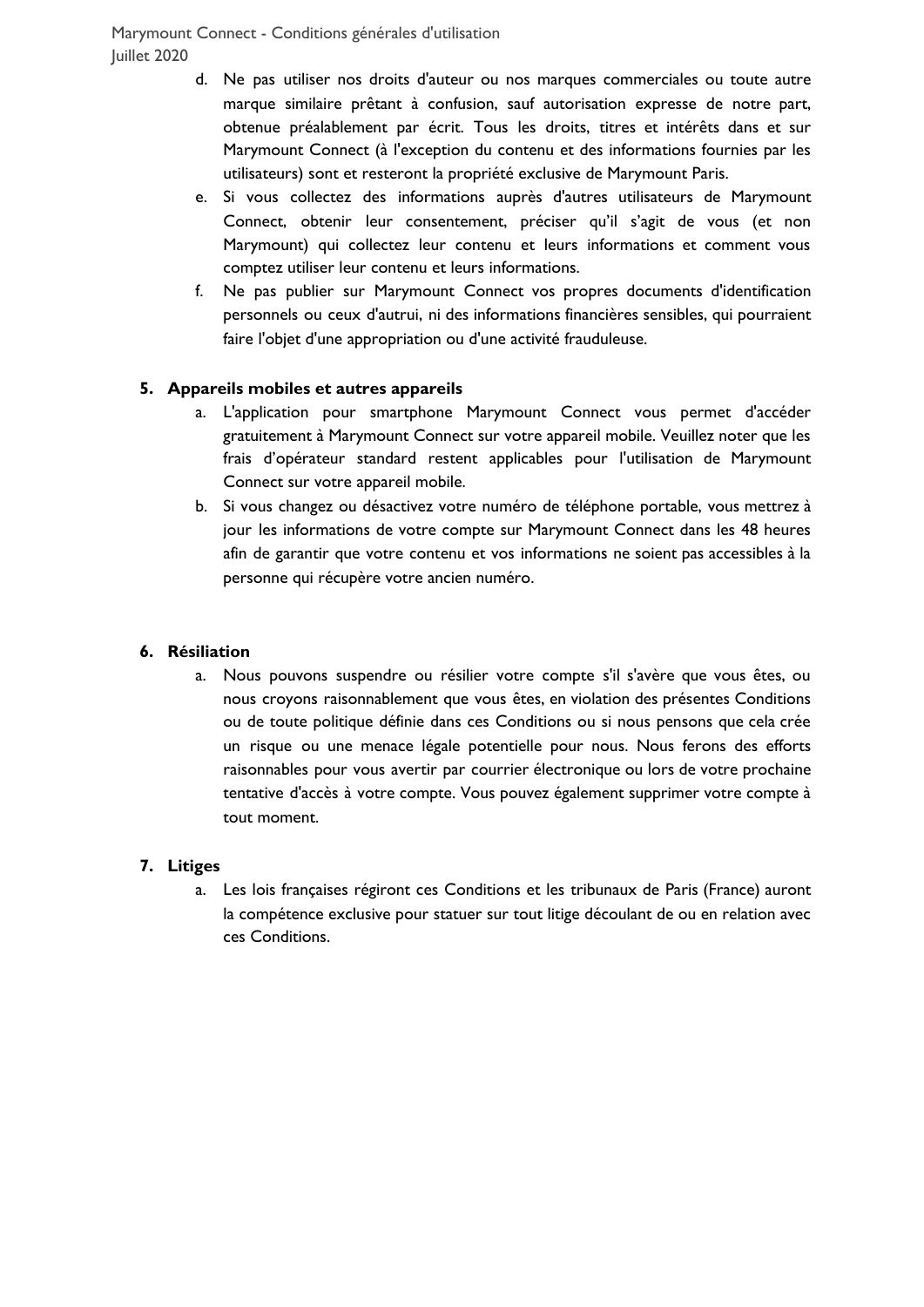d. Ne pas utiliser nos droits d'auteur ou nos marques commerciales ou toute autre marque similaire prêtant à confusion, sauf autorisation expresse de notre part, obtenue préalablement par écrit. Tous les droits, titres et intérêts dans et sur Marymount Connect (à l'exception du contenu et des informations fournies par les utilisateurs) sont et resteront la propriété exclusive de Marymount Paris.

e. Si vous collectez des informations auprès d'autres utilisateurs de Marymount Connect, obtenir leur consentement, préciser qu'il s'agit de vous (et non Marymount) qui collectez leur contenu et leurs informations et comment vous comptez utiliser leur contenu et leurs informations.

f. Ne pas publier sur Marymount Connect vos propres documents d'identification personnels ou ceux d'autrui, ni des informations financières sensibles, qui pourraient faire l'objet d'une appropriation ou d'une activité frauduleuse.

**5. Appareils mobiles et autres appareils**

a. L'application pour smartphone Marymount Connect vous permet d'accéder gratuitement à Marymount Connect sur votre appareil mobile. Veuillez noter que les frais d'opérateur standard restent applicables pour l'utilisation de Marymount Connect sur votre appareil mobile.

b. Si vous changez ou désactivez votre numéro de téléphone portable, vous mettrez à jour les informations de votre compte sur Marymount Connect dans les 48 heures afin de garantir que votre contenu et vos informations ne soient pas accessibles à la personne qui récupère votre ancien numéro.

**6. Résiliation**

a. Nous pouvons suspendre ou résilier votre compte s'il s'avère que vous êtes, ou nous croyons raisonnablement que vous êtes, en violation des présentes Conditions ou de toute politique définie dans ces Conditions ou si nous pensons que cela crée un risque ou une menace légale potentielle pour nous. Nous ferons des efforts raisonnables pour vous avertir par courrier électronique ou lors de votre prochaine tentative d'accès à votre compte. Vous pouvez également supprimer votre compte à tout moment.

**7. Litiges**

a. Les lois françaises régiront ces Conditions et les tribunaux de Paris (France) auront la compétence exclusive pour statuer sur tout litige découlant de ou en relation avec ces Conditions.